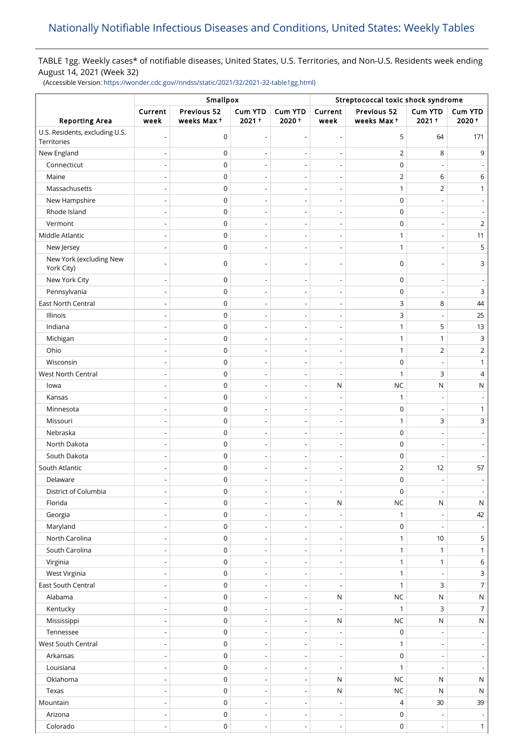## Nationally Notifiable Infectious Diseases and Conditions, United States: Weekly Tables

TABLE 1gg. Weekly cases* of notifiable diseases, United States, U.S. Territories, and Non-U.S. Residents week ending August 14, 2021 (Week 32)

(Accessible Version: https://wonder.cdc.gov//nndss/static/2021/32/2021-32-table1gg.html)

| Reporting Area | Smallpox | | | | Streptococcal toxic shock syndrome | | | |
|---|---|---|---|---|---|---|---|---|
| | Current week | Previous 52 weeks Max † | Cum YTD 2021 † | Cum YTD 2020 † | Current week | Previous 52 weeks Max † | Cum YTD 2021 † | Cum YTD 2020 † |
| U.S. Residents, excluding U.S. Territories | - | 0 | - | - | - | 5 | 64 | 171 |
| New England | - | 0 | - | - | - | 2 | 8 | 9 |
| Connecticut | - | 0 | - | - | - | 0 | - | - |
| Maine | - | 0 | - | - | - | 2 | 6 | 6 |
| Massachusetts | - | 0 | - | - | - | 1 | 2 | 1 |
| New Hampshire | - | 0 | - | - | - | 0 | - | - |
| Rhode Island | - | 0 | - | - | - | 0 | - | - |
| Vermont | - | 0 | - | - | - | 0 | - | 2 |
| Middle Atlantic | - | 0 | - | - | - | 1 | - | 11 |
| New Jersey | - | 0 | - | - | - | 1 | - | 5 |
| New York (excluding New York City) | - | 0 | - | - | - | 0 | - | 3 |
| New York City | - | 0 | - | - | - | 0 | - | - |
| Pennsylvania | - | 0 | - | - | - | 0 | - | 3 |
| East North Central | - | 0 | - | - | - | 3 | 8 | 44 |
| Illinois | - | 0 | - | - | - | 3 | - | 25 |
| Indiana | - | 0 | - | - | - | 1 | 5 | 13 |
| Michigan | - | 0 | - | - | - | 1 | 1 | 3 |
| Ohio | - | 0 | - | - | - | 1 | 2 | 2 |
| Wisconsin | - | 0 | - | - | - | 0 | - | 1 |
| West North Central | - | 0 | - | - | - | 1 | 3 | 4 |
| Iowa | - | 0 | - | - | N | NC | N | N |
| Kansas | - | 0 | - | - | - | 1 | - | - |
| Minnesota | - | 0 | - | - | - | 0 | - | 1 |
| Missouri | - | 0 | - | - | - | 1 | 3 | 3 |
| Nebraska | - | 0 | - | - | - | 0 | - | - |
| North Dakota | - | 0 | - | - | - | 0 | - | - |
| South Dakota | - | 0 | - | - | - | 0 | - | - |
| South Atlantic | - | 0 | - | - | - | 2 | 12 | 57 |
| Delaware | - | 0 | - | - | - | 0 | - | - |
| District of Columbia | - | 0 | - | - | - | 0 | - | - |
| Florida | - | 0 | - | - | N | NC | N | N |
| Georgia | - | 0 | - | - | - | 1 | - | 42 |
| Maryland | - | 0 | - | - | - | 0 | - | - |
| North Carolina | - | 0 | - | - | - | 1 | 10 | 5 |
| South Carolina | - | 0 | - | - | - | 1 | 1 | 1 |
| Virginia | - | 0 | - | - | - | 1 | 1 | 6 |
| West Virginia | - | 0 | - | - | - | 1 | - | 3 |
| East South Central | - | 0 | - | - | - | 1 | 3 | 7 |
| Alabama | - | 0 | - | - | N | NC | N | N |
| Kentucky | - | 0 | - | - | - | 1 | 3 | 7 |
| Mississippi | - | 0 | - | - | N | NC | N | N |
| Tennessee | - | 0 | - | - | - | 0 | - | - |
| West South Central | - | 0 | - | - | - | 1 | - | - |
| Arkansas | - | 0 | - | - | - | 0 | - | - |
| Louisiana | - | 0 | - | - | - | 1 | - | - |
| Oklahoma | - | 0 | - | - | N | NC | N | N |
| Texas | - | 0 | - | - | N | NC | N | N |
| Mountain | - | 0 | - | - | - | 4 | 30 | 39 |
| Arizona | - | 0 | - | - | - | 0 | - | - |
| Colorado | - | 0 | - | - | - | 0 | - | 1 |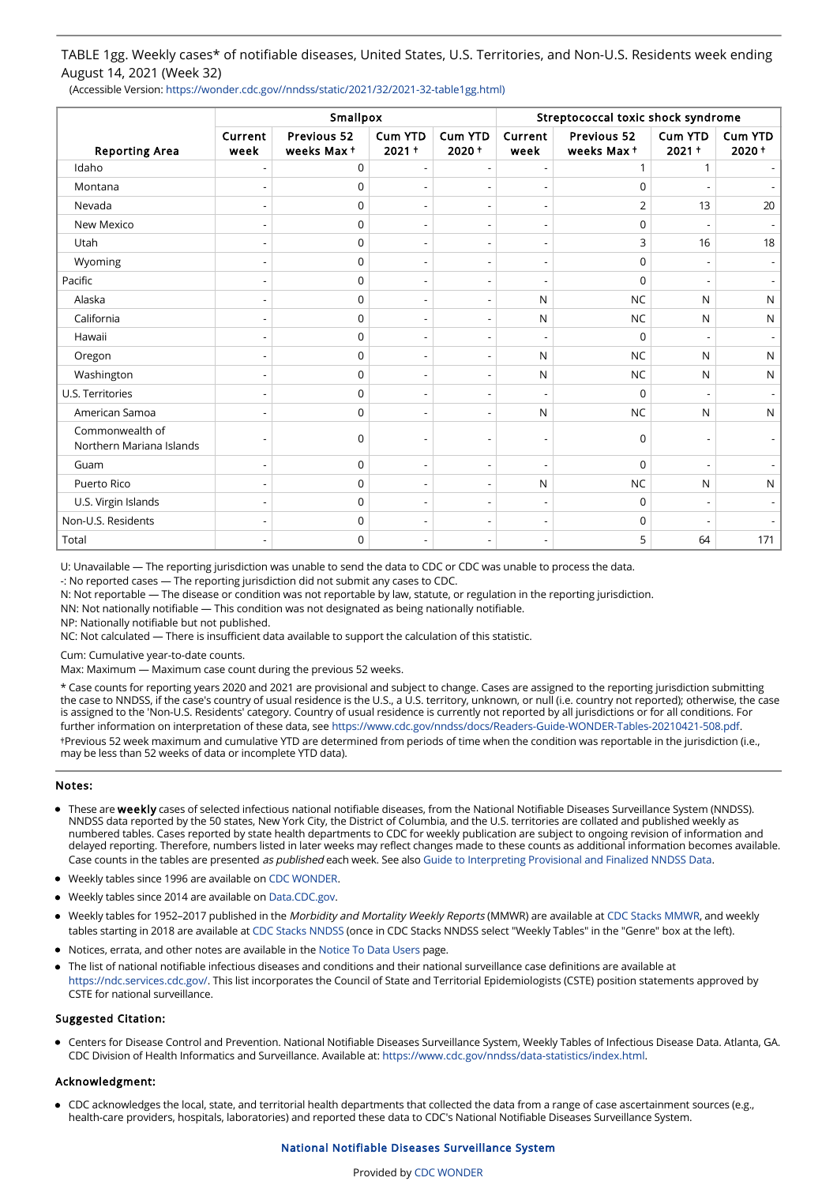TABLE 1gg. Weekly cases* of notifiable diseases, United States, U.S. Territories, and Non-U.S. Residents week ending August 14, 2021 (Week 32)

(Accessible Version: https://wonder.cdc.gov//nndss/static/2021/32/2021-32-table1gg.html)

| Reporting Area | Smallpox | | | | Streptococcal toxic shock syndrome | | | |
|---|---|---|---|---|---|---|---|---|
| | Current week | Previous 52 weeks Max † | Cum YTD 2021 † | Cum YTD 2020 † | Current week | Previous 52 weeks Max † | Cum YTD 2021 † | Cum YTD 2020 † |
| Idaho | - | 0 | - | - | - | 1 | 1 | - |
| Montana | - | 0 | - | - | - | 0 | - | - |
| Nevada | - | 0 | - | - | - | 2 | 13 | 20 |
| New Mexico | - | 0 | - | - | - | 0 | - | - |
| Utah | - | 0 | - | - | - | 3 | 16 | 18 |
| Wyoming | - | 0 | - | - | - | 0 | - | - |
| Pacific | - | 0 | - | - | - | 0 | - | - |
| Alaska | - | 0 | - | - | N | NC | N | N |
| California | - | 0 | - | - | N | NC | N | N |
| Hawaii | - | 0 | - | - | - | 0 | - | - |
| Oregon | - | 0 | - | - | N | NC | N | N |
| Washington | - | 0 | - | - | N | NC | N | N |
| U.S. Territories | - | 0 | - | - | - | 0 | - | - |
| American Samoa | - | 0 | - | - | N | NC | N | N |
| Commonwealth of Northern Mariana Islands | - | 0 | - | - | - | 0 | - | - |
| Guam | - | 0 | - | - | - | 0 | - | - |
| Puerto Rico | - | 0 | - | - | N | NC | N | N |
| U.S. Virgin Islands | - | 0 | - | - | - | 0 | - | - |
| Non-U.S. Residents | - | 0 | - | - | - | 0 | - | - |
| Total | - | 0 | - | - | - | 5 | 64 | 171 |

U: Unavailable — The reporting jurisdiction was unable to send the data to CDC or CDC was unable to process the data.

-: No reported cases — The reporting jurisdiction did not submit any cases to CDC.

N: Not reportable — The disease or condition was not reportable by law, statute, or regulation in the reporting jurisdiction.

NN: Not nationally notifiable — This condition was not designated as being nationally notifiable.

NP: Nationally notifiable but not published.

NC: Not calculated — There is insufficient data available to support the calculation of this statistic.

Cum: Cumulative year-to-date counts.

Max: Maximum — Maximum case count during the previous 52 weeks.

* Case counts for reporting years 2020 and 2021 are provisional and subject to change. Cases are assigned to the reporting jurisdiction submitting the case to NNDSS, if the case's country of usual residence is the U.S., a U.S. territory, unknown, or null (i.e. country not reported); otherwise, the case is assigned to the 'Non-U.S. Residents' category. Country of usual residence is currently not reported by all jurisdictions or for all conditions. For further information on interpretation of these data, see https://www.cdc.gov/nndss/docs/Readers-Guide-WONDER-Tables-20210421-508.pdf.

†Previous 52 week maximum and cumulative YTD are determined from periods of time when the condition was reportable in the jurisdiction (i.e., may be less than 52 weeks of data or incomplete YTD data).

### Notes:

- These are **weekly** cases of selected infectious national notifiable diseases, from the National Notifiable Diseases Surveillance System (NNDSS). NNDSS data reported by the 50 states, New York City, the District of Columbia, and the U.S. territories are collated and published weekly as numbered tables. Cases reported by state health departments to CDC for weekly publication are subject to ongoing revision of information and delayed reporting. Therefore, numbers listed in later weeks may reflect changes made to these counts as additional information becomes available. Case counts in the tables are presented *as published* each week. See also Guide to Interpreting Provisional and Finalized NNDSS Data.
- Weekly tables since 1996 are available on CDC WONDER.
- Weekly tables since 2014 are available on Data.CDC.gov.
- Weekly tables for 1952–2017 published in the *Morbidity and Mortality Weekly Reports* (MMWR) are available at CDC Stacks MMWR, and weekly tables starting in 2018 are available at CDC Stacks NNDSS (once in CDC Stacks NNDSS select "Weekly Tables" in the "Genre" box at the left).
- Notices, errata, and other notes are available in the Notice To Data Users page.
- The list of national notifiable infectious diseases and conditions and their national surveillance case definitions are available at https://ndc.services.cdc.gov/. This list incorporates the Council of State and Territorial Epidemiologists (CSTE) position statements approved by CSTE for national surveillance.

### Suggested Citation:

- Centers for Disease Control and Prevention. National Notifiable Diseases Surveillance System, Weekly Tables of Infectious Disease Data. Atlanta, GA. CDC Division of Health Informatics and Surveillance. Available at: https://www.cdc.gov/nndss/data-statistics/index.html.

### Acknowledgment:

- CDC acknowledges the local, state, and territorial health departments that collected the data from a range of case ascertainment sources (e.g., health-care providers, hospitals, laboratories) and reported these data to CDC's National Notifiable Diseases Surveillance System.

National Notifiable Diseases Surveillance System

Provided by CDC WONDER